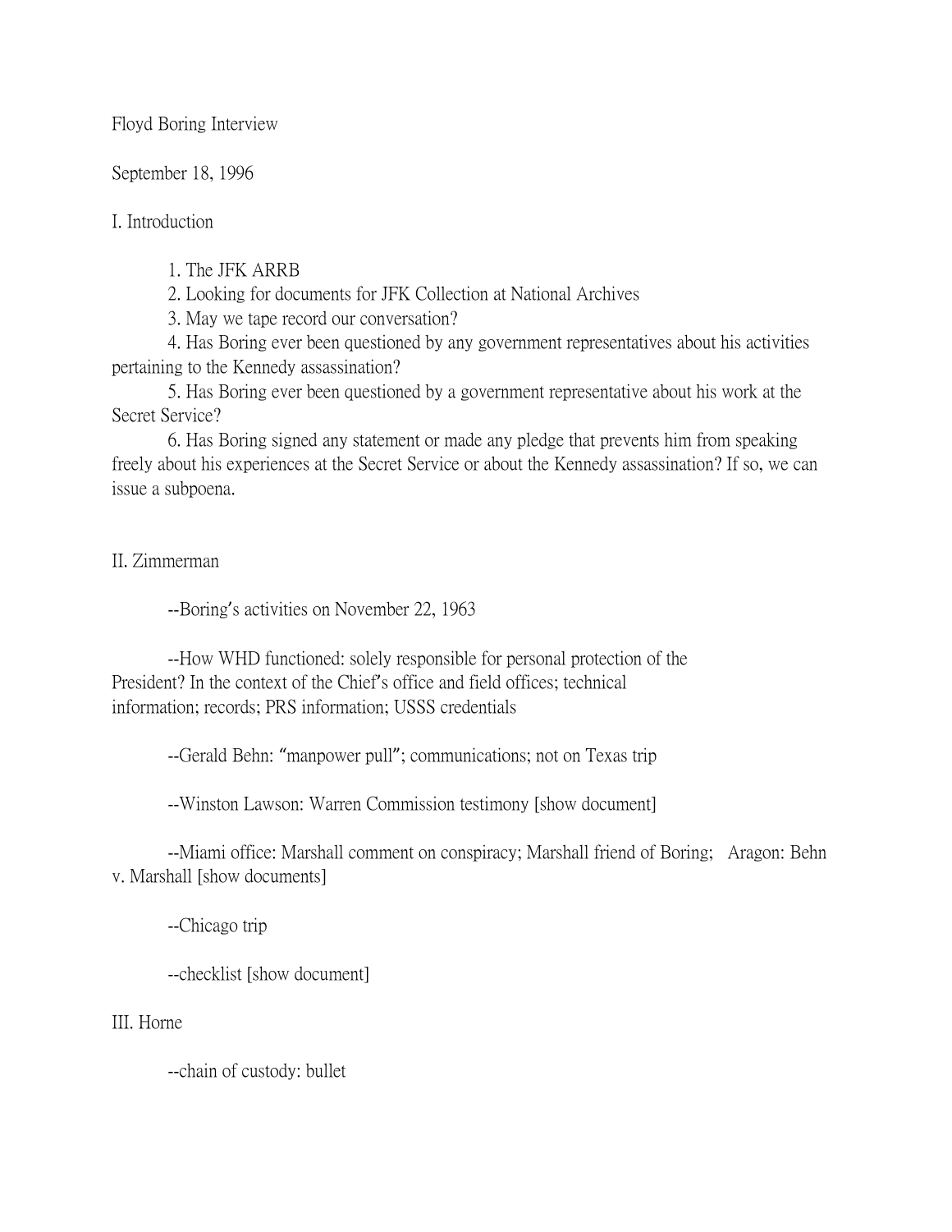Floyd Boring Interview

September 18, 1996

I. Introduction

1. The JFK ARRB
2. Looking for documents for JFK Collection at National Archives
3. May we tape record our conversation?
4. Has Boring ever been questioned by any government representatives about his activities pertaining to the Kennedy assassination?
5. Has Boring ever been questioned by a government representative about his work at the Secret Service?
6. Has Boring signed any statement or made any pledge that prevents him from speaking freely about his experiences at the Secret Service or about the Kennedy assassination? If so, we can issue a subpoena.

II. Zimmerman

--Boring's activities on November 22, 1963

--How WHD functioned: solely responsible for personal protection of the President? In the context of the Chief's office and field offices; technical information; records; PRS information; USSS credentials

--Gerald Behn: "manpower pull"; communications; not on Texas trip

--Winston Lawson: Warren Commission testimony [show document]

--Miami office: Marshall comment on conspiracy; Marshall friend of Boring; Aragon: Behn v. Marshall [show documents]

--Chicago trip

--checklist [show document]

III. Horne

--chain of custody: bullet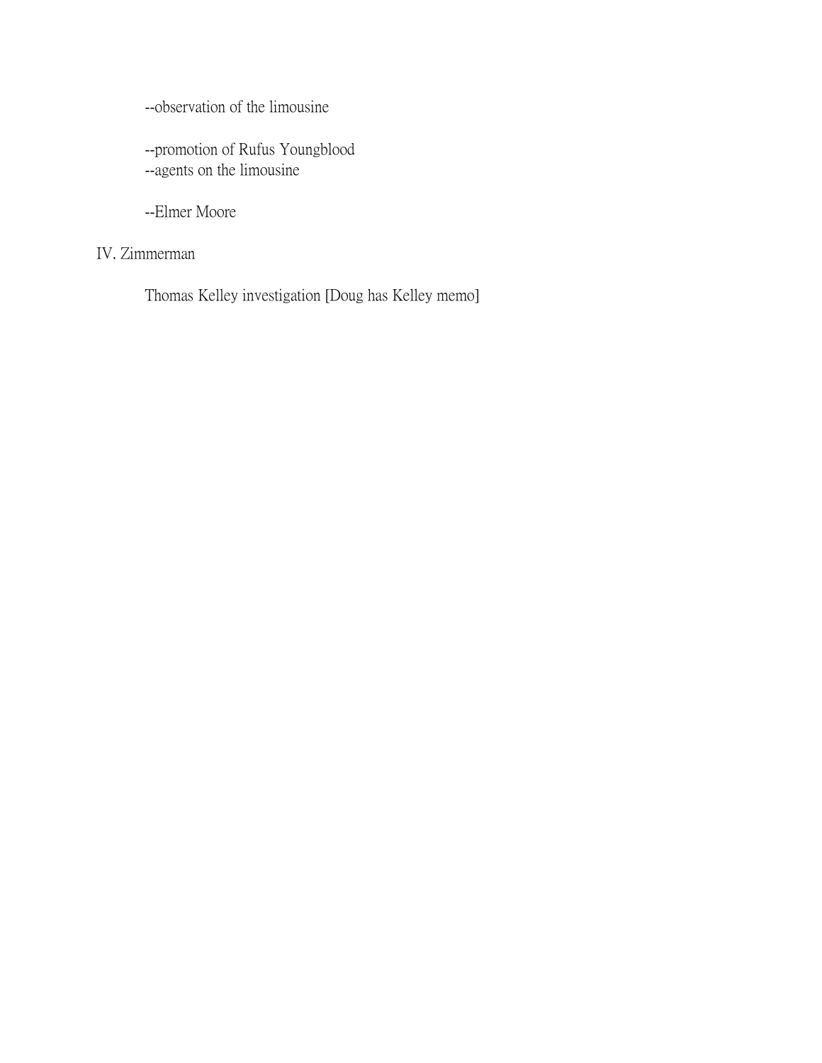--observation of the limousine

--promotion of Rufus Youngblood

--agents on the limousine

--Elmer Moore

IV. Zimmerman

Thomas Kelley investigation [Doug has Kelley memo]